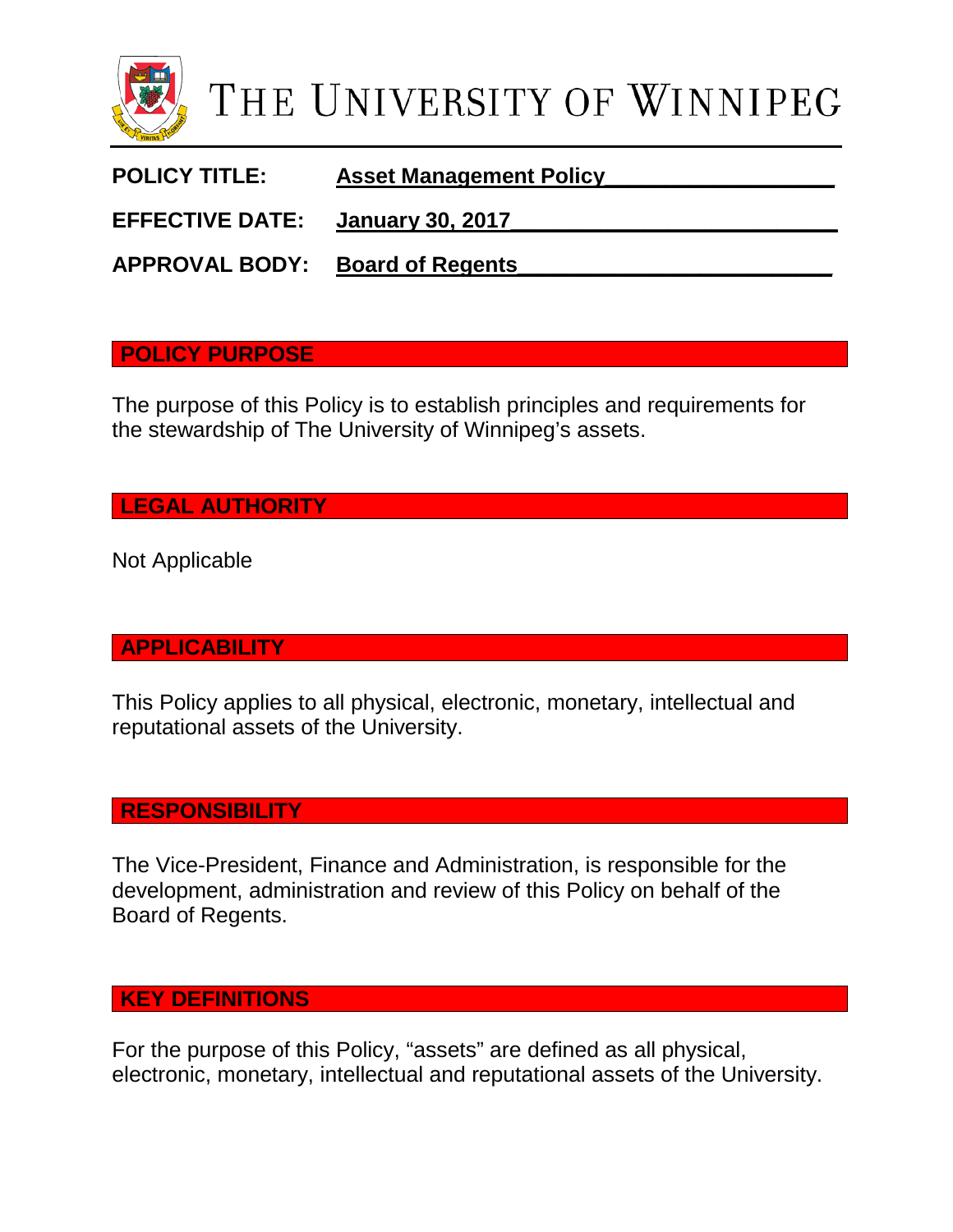# THE UNIVERSITY OF WINNIPEG

**POLICY TITLE:** **Asset Management Policy**

**EFFECTIVE DATE:** **January 30, 2017**

**APPROVAL BODY:** **Board of Regents**

## POLICY PURPOSE

The purpose of this Policy is to establish principles and requirements for the stewardship of The University of Winnipeg's assets.

## LEGAL AUTHORITY

Not Applicable

## APPLICABILITY

This Policy applies to all physical, electronic, monetary, intellectual and reputational assets of the University.

## RESPONSIBILITY

The Vice-President, Finance and Administration, is responsible for the development, administration and review of this Policy on behalf of the Board of Regents.

## KEY DEFINITIONS

For the purpose of this Policy, "assets" are defined as all physical, electronic, monetary, intellectual and reputational assets of the University.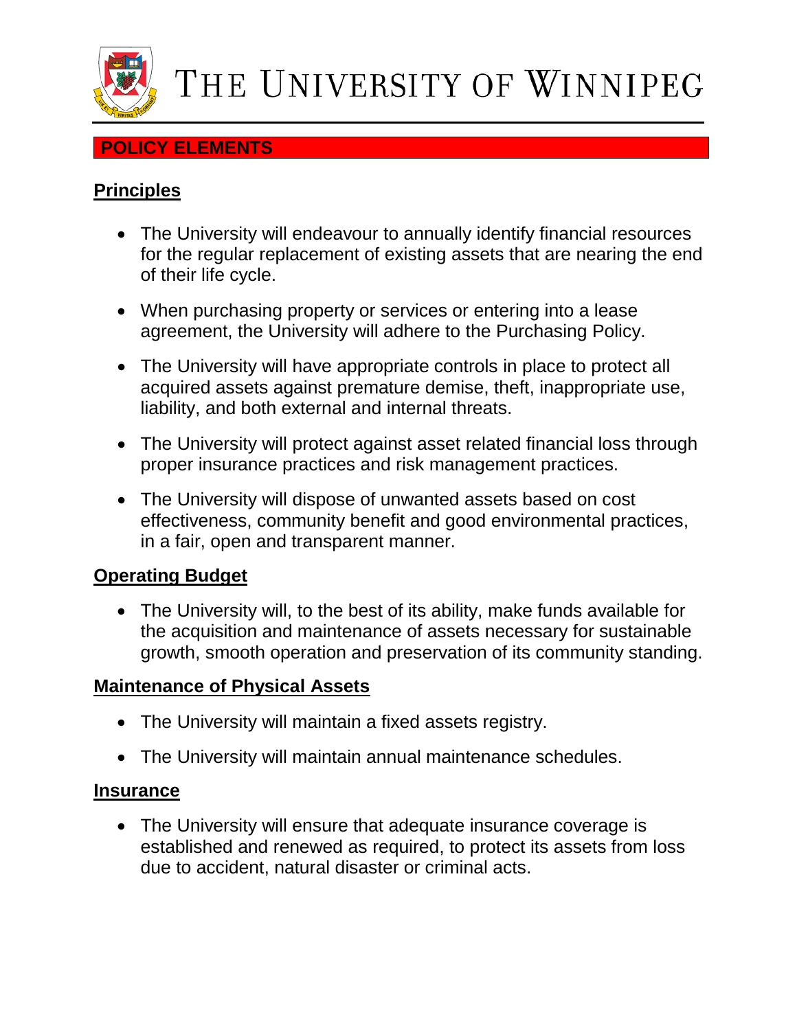## POLICY ELEMENTS

### Principles

- The University will endeavour to annually identify financial resources for the regular replacement of existing assets that are nearing the end of their life cycle.
- When purchasing property or services or entering into a lease agreement, the University will adhere to the Purchasing Policy.
- The University will have appropriate controls in place to protect all acquired assets against premature demise, theft, inappropriate use, liability, and both external and internal threats.
- The University will protect against asset related financial loss through proper insurance practices and risk management practices.
- The University will dispose of unwanted assets based on cost effectiveness, community benefit and good environmental practices, in a fair, open and transparent manner.

### Operating Budget

- The University will, to the best of its ability, make funds available for the acquisition and maintenance of assets necessary for sustainable growth, smooth operation and preservation of its community standing.

### Maintenance of Physical Assets

- The University will maintain a fixed assets registry.
- The University will maintain annual maintenance schedules.

### Insurance

- The University will ensure that adequate insurance coverage is established and renewed as required, to protect its assets from loss due to accident, natural disaster or criminal acts.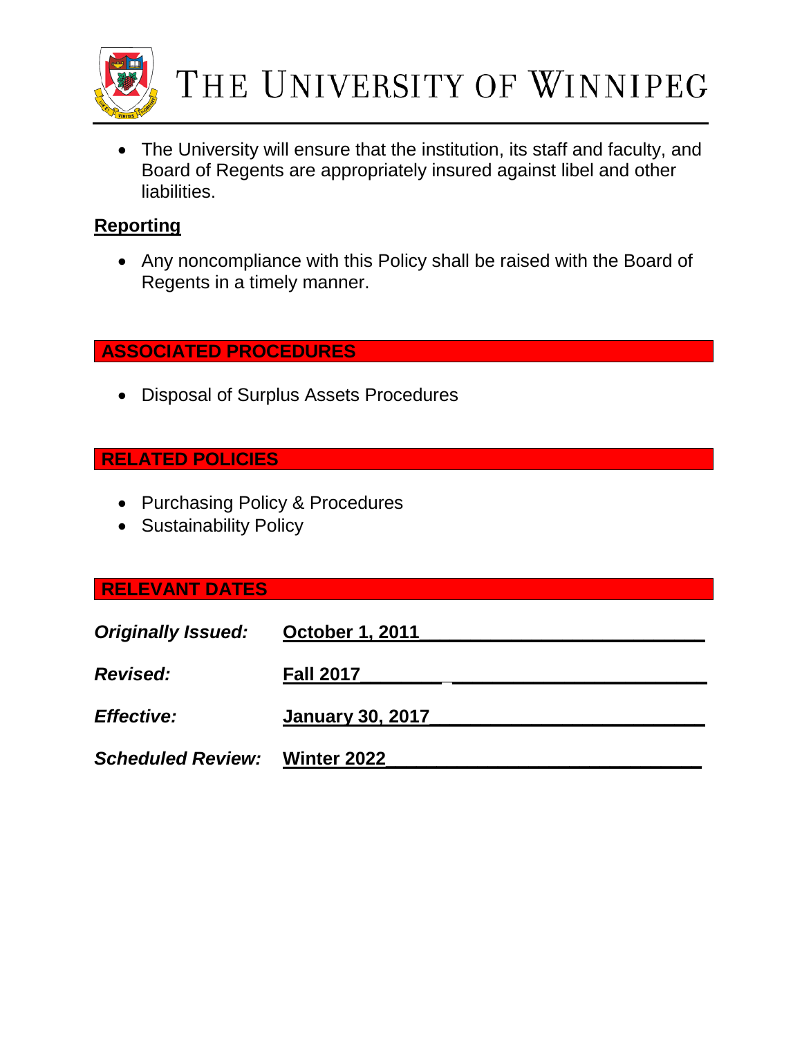- The University will ensure that the institution, its staff and faculty, and Board of Regents are appropriately insured against libel and other liabilities.

**Reporting**

- Any noncompliance with this Policy shall be raised with the Board of Regents in a timely manner.

## ASSOCIATED PROCEDURES

- Disposal of Surplus Assets Procedures

## RELATED POLICIES

- Purchasing Policy & Procedures
- Sustainability Policy

## RELEVANT DATES

| | |
|---|---|
| ***Originally Issued:*** | **October 1, 2011** |
| ***Revised:*** | **Fall 2017** |
| ***Effective:*** | **January 30, 2017** |
| ***Scheduled Review:*** | **Winter 2022** |